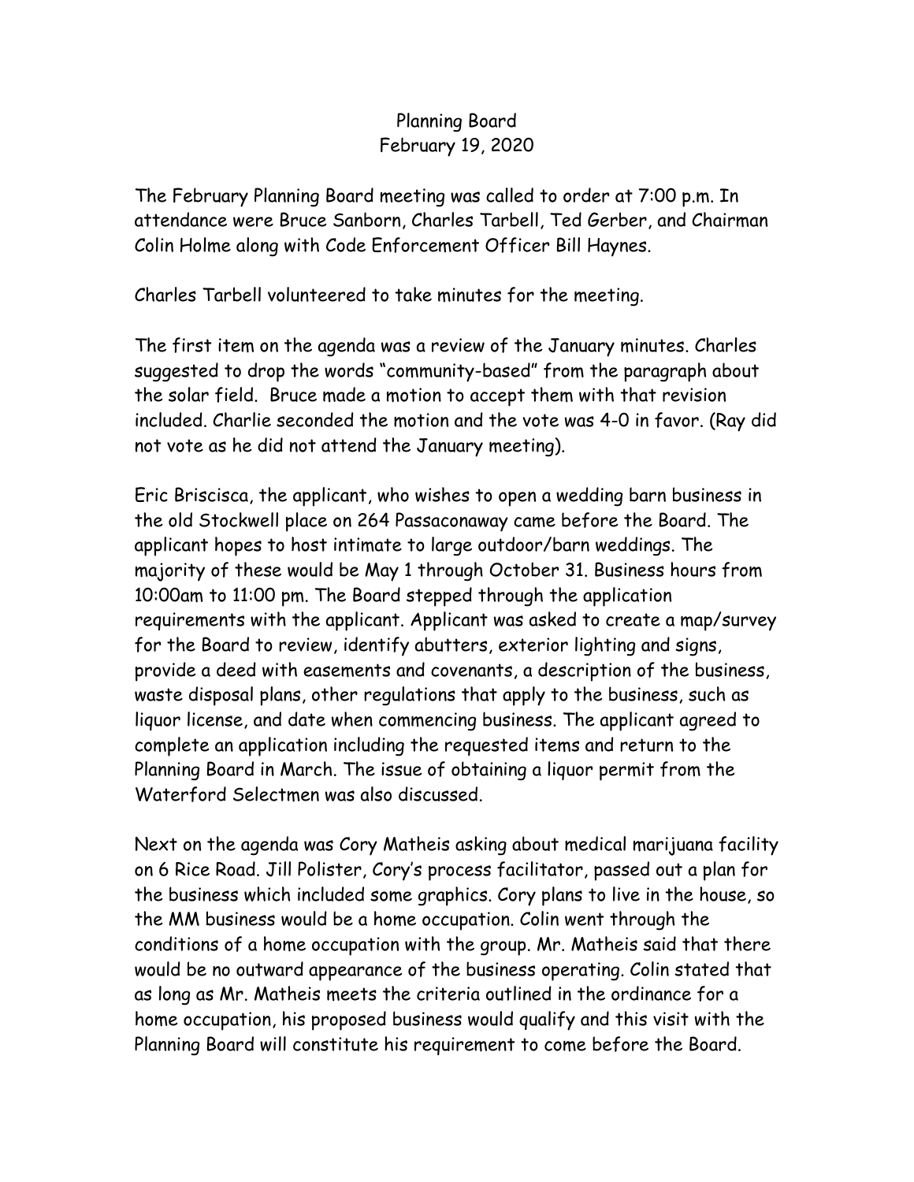# Planning Board
## February 19, 2020

The February Planning Board meeting was called to order at 7:00 p.m. In attendance were Bruce Sanborn, Charles Tarbell, Ted Gerber, and Chairman Colin Holme along with Code Enforcement Officer Bill Haynes.

Charles Tarbell volunteered to take minutes for the meeting.

The first item on the agenda was a review of the January minutes. Charles suggested to drop the words "community-based" from the paragraph about the solar field. Bruce made a motion to accept them with that revision included. Charlie seconded the motion and the vote was 4-0 in favor. (Ray did not vote as he did not attend the January meeting).

Eric Briscisca, the applicant, who wishes to open a wedding barn business in the old Stockwell place on 264 Passaconaway came before the Board. The applicant hopes to host intimate to large outdoor/barn weddings. The majority of these would be May 1 through October 31. Business hours from 10:00am to 11:00 pm. The Board stepped through the application requirements with the applicant. Applicant was asked to create a map/survey for the Board to review, identify abutters, exterior lighting and signs, provide a deed with easements and covenants, a description of the business, waste disposal plans, other regulations that apply to the business, such as liquor license, and date when commencing business. The applicant agreed to complete an application including the requested items and return to the Planning Board in March. The issue of obtaining a liquor permit from the Waterford Selectmen was also discussed.

Next on the agenda was Cory Matheis asking about medical marijuana facility on 6 Rice Road. Jill Polister, Cory's process facilitator, passed out a plan for the business which included some graphics. Cory plans to live in the house, so the MM business would be a home occupation. Colin went through the conditions of a home occupation with the group. Mr. Matheis said that there would be no outward appearance of the business operating. Colin stated that as long as Mr. Matheis meets the criteria outlined in the ordinance for a home occupation, his proposed business would qualify and this visit with the Planning Board will constitute his requirement to come before the Board.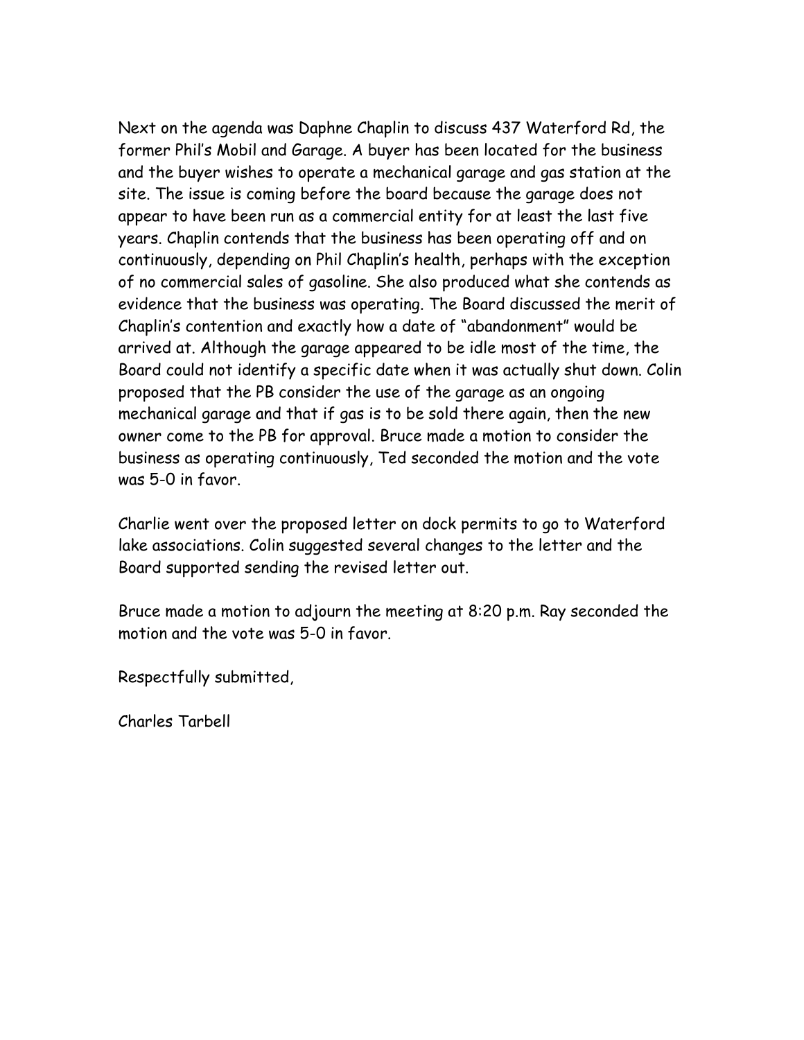Next on the agenda was Daphne Chaplin to discuss 437 Waterford Rd, the former Phil's Mobil and Garage. A buyer has been located for the business and the buyer wishes to operate a mechanical garage and gas station at the site. The issue is coming before the board because the garage does not appear to have been run as a commercial entity for at least the last five years. Chaplin contends that the business has been operating off and on continuously, depending on Phil Chaplin's health, perhaps with the exception of no commercial sales of gasoline. She also produced what she contends as evidence that the business was operating. The Board discussed the merit of Chaplin's contention and exactly how a date of "abandonment" would be arrived at. Although the garage appeared to be idle most of the time, the Board could not identify a specific date when it was actually shut down. Colin proposed that the PB consider the use of the garage as an ongoing mechanical garage and that if gas is to be sold there again, then the new owner come to the PB for approval. Bruce made a motion to consider the business as operating continuously, Ted seconded the motion and the vote was 5-0 in favor.

Charlie went over the proposed letter on dock permits to go to Waterford lake associations. Colin suggested several changes to the letter and the Board supported sending the revised letter out.

Bruce made a motion to adjourn the meeting at 8:20 p.m. Ray seconded the motion and the vote was 5-0 in favor.

Respectfully submitted,

Charles Tarbell